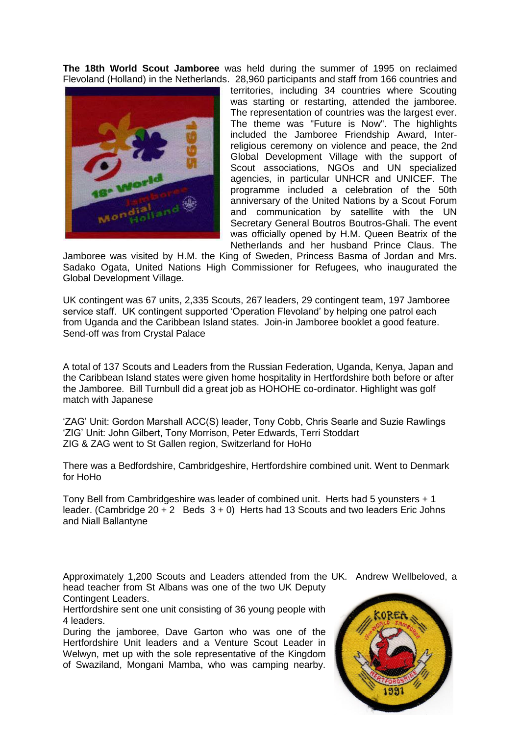**The 18th World Scout Jamboree** was held during the summer of 1995 on reclaimed Flevoland (Holland) in the Netherlands. 28,960 participants and staff from 166 countries and territories, including 34 countries where Scouting was starting or restarting, attended the jamboree. The representation of countries was the largest ever. The theme was "Future is Now". The highlights included the Jamboree Friendship Award, Inter-religious ceremony on violence and peace, the 2nd Global Development Village with the support of Scout associations, NGOs and UN specialized agencies, in particular UNHCR and UNICEF. The programme included a celebration of the 50th anniversary of the United Nations by a Scout Forum and communication by satellite with the UN Secretary General Boutros Boutros-Ghali. The event was officially opened by H.M. Queen Beatrix of the Netherlands and her husband Prince Claus. The Jamboree was visited by H.M. the King of Sweden, Princess Basma of Jordan and Mrs. Sadako Ogata, United Nations High Commissioner for Refugees, who inaugurated the Global Development Village.

UK contingent was 67 units, 2,335 Scouts, 267 leaders, 29 contingent team, 197 Jamboree service staff. UK contingent supported 'Operation Flevoland' by helping one patrol each from Uganda and the Caribbean Island states. Join-in Jamboree booklet a good feature. Send-off was from Crystal Palace

A total of 137 Scouts and Leaders from the Russian Federation, Uganda, Kenya, Japan and the Caribbean Island states were given home hospitality in Hertfordshire both before or after the Jamboree. Bill Turnbull did a great job as HOHOHE co-ordinator. Highlight was golf match with Japanese

'ZAG' Unit: Gordon Marshall ACC(S) leader, Tony Cobb, Chris Searle and Suzie Rawlings
'ZIG' Unit: John Gilbert, Tony Morrison, Peter Edwards, Terri Stoddart
ZIG & ZAG went to St Gallen region, Switzerland for HoHo

There was a Bedfordshire, Cambridgeshire, Hertfordshire combined unit. Went to Denmark for HoHo

Tony Bell from Cambridgeshire was leader of combined unit. Herts had 5 younsters + 1 leader. (Cambridge 20 + 2 Beds 3 + 0) Herts had 13 Scouts and two leaders Eric Johns and Niall Ballantyne

Approximately 1,200 Scouts and Leaders attended from the UK. Andrew Wellbeloved, a head teacher from St Albans was one of the two UK Deputy Contingent Leaders.

Hertfordshire sent one unit consisting of 36 young people with 4 leaders.

During the jamboree, Dave Garton who was one of the Hertfordshire Unit leaders and a Venture Scout Leader in Welwyn, met up with the sole representative of the Kingdom of Swaziland, Mongani Mamba, who was camping nearby.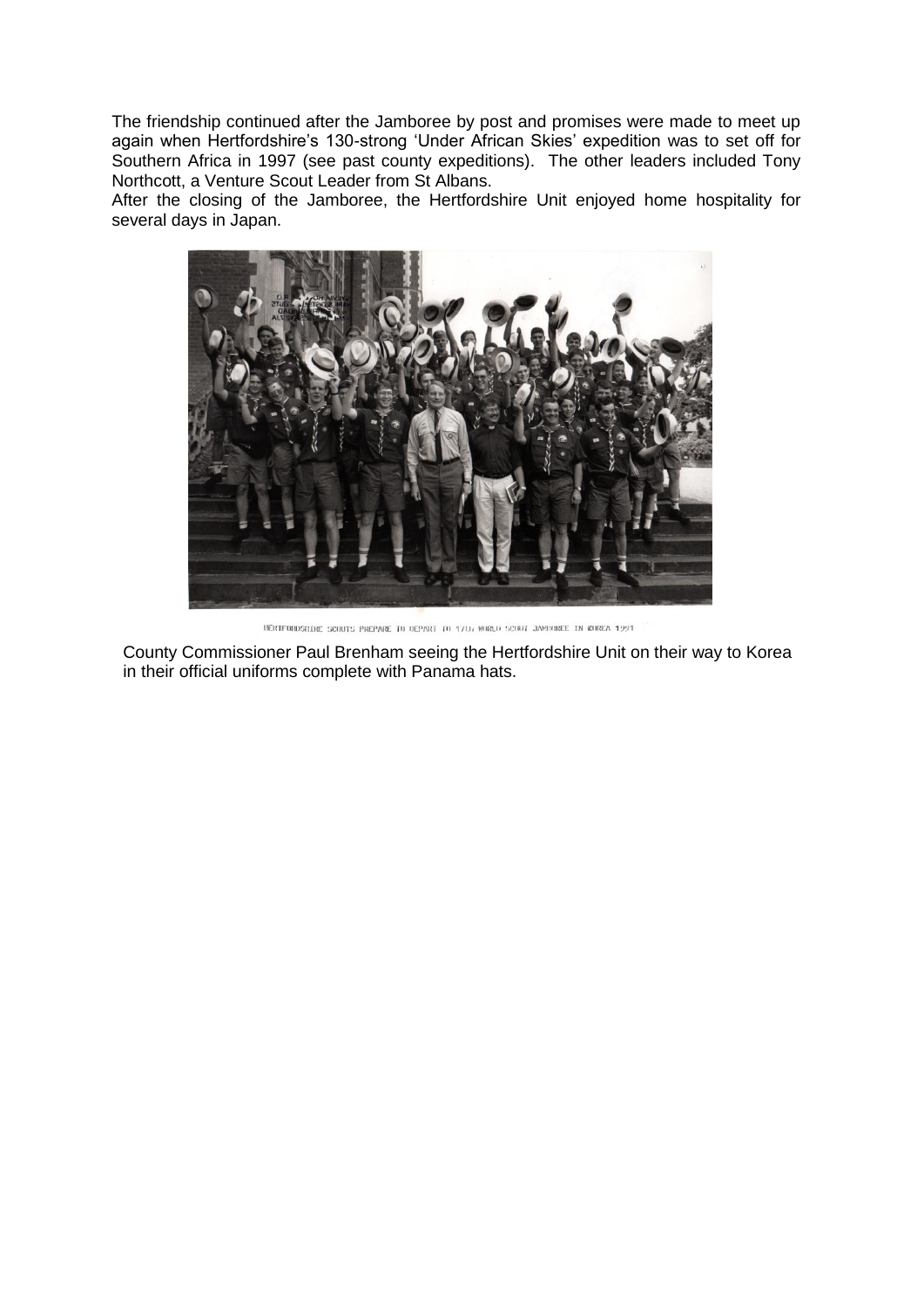The friendship continued after the Jamboree by post and promises were made to meet up again when Hertfordshire's 130-strong 'Under African Skies' expedition was to set off for Southern Africa in 1997 (see past county expeditions). The other leaders included Tony Northcott, a Venture Scout Leader from St Albans.

After the closing of the Jamboree, the Hertfordshire Unit enjoyed home hospitality for several days in Japan.

HERTFORDSHIRE SCOUTS PREPARE TO DEPART TO 17th WORLD SCOUT JAMBOREE IN KOREA 1991

County Commissioner Paul Brenham seeing the Hertfordshire Unit on their way to Korea in their official uniforms complete with Panama hats.